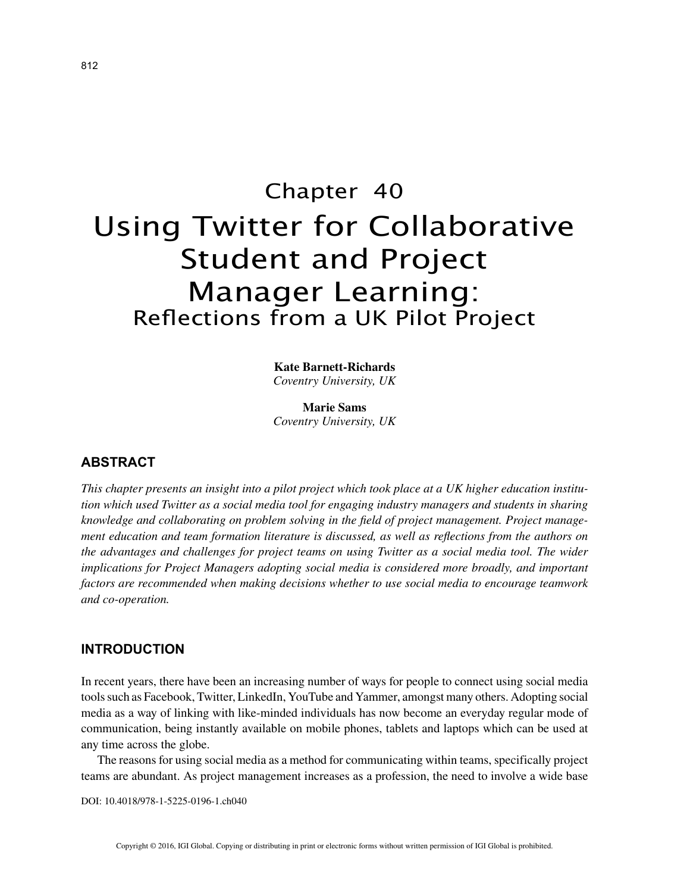# Chapter 40

# Using Twitter for Collaborative Student and Project Manager Learning:

## Reflections from a UK Pilot Project

**Kate Barnett-Richards**
*Coventry University, UK*

**Marie Sams**
*Coventry University, UK*

## ABSTRACT

*This chapter presents an insight into a pilot project which took place at a UK higher education institution which used Twitter as a social media tool for engaging industry managers and students in sharing knowledge and collaborating on problem solving in the field of project management. Project management education and team formation literature is discussed, as well as reflections from the authors on the advantages and challenges for project teams on using Twitter as a social media tool. The wider implications for Project Managers adopting social media is considered more broadly, and important factors are recommended when making decisions whether to use social media to encourage teamwork and co-operation.*

## INTRODUCTION

In recent years, there have been an increasing number of ways for people to connect using social media tools such as Facebook, Twitter, LinkedIn, YouTube and Yammer, amongst many others. Adopting social media as a way of linking with like-minded individuals has now become an everyday regular mode of communication, being instantly available on mobile phones, tablets and laptops which can be used at any time across the globe.

The reasons for using social media as a method for communicating within teams, specifically project teams are abundant. As project management increases as a profession, the need to involve a wide base

DOI: 10.4018/978-1-5225-0196-1.ch040

Copyright © 2016, IGI Global. Copying or distributing in print or electronic forms without written permission of IGI Global is prohibited.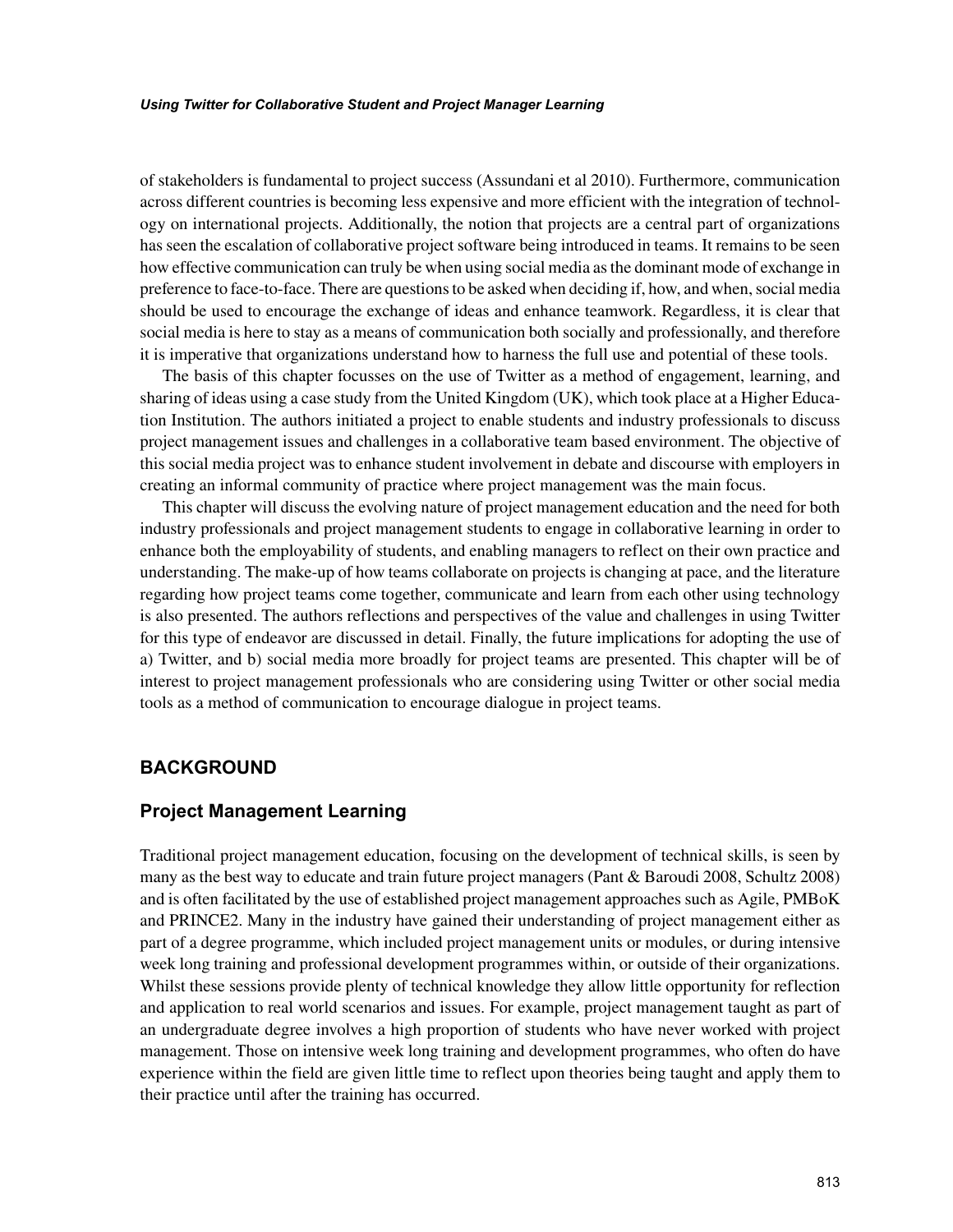of stakeholders is fundamental to project success (Assundani et al 2010). Furthermore, communication across different countries is becoming less expensive and more efficient with the integration of technology on international projects. Additionally, the notion that projects are a central part of organizations has seen the escalation of collaborative project software being introduced in teams. It remains to be seen how effective communication can truly be when using social media as the dominant mode of exchange in preference to face-to-face. There are questions to be asked when deciding if, how, and when, social media should be used to encourage the exchange of ideas and enhance teamwork. Regardless, it is clear that social media is here to stay as a means of communication both socially and professionally, and therefore it is imperative that organizations understand how to harness the full use and potential of these tools.

The basis of this chapter focusses on the use of Twitter as a method of engagement, learning, and sharing of ideas using a case study from the United Kingdom (UK), which took place at a Higher Education Institution. The authors initiated a project to enable students and industry professionals to discuss project management issues and challenges in a collaborative team based environment. The objective of this social media project was to enhance student involvement in debate and discourse with employers in creating an informal community of practice where project management was the main focus.

This chapter will discuss the evolving nature of project management education and the need for both industry professionals and project management students to engage in collaborative learning in order to enhance both the employability of students, and enabling managers to reflect on their own practice and understanding. The make-up of how teams collaborate on projects is changing at pace, and the literature regarding how project teams come together, communicate and learn from each other using technology is also presented. The authors reflections and perspectives of the value and challenges in using Twitter for this type of endeavor are discussed in detail. Finally, the future implications for adopting the use of a) Twitter, and b) social media more broadly for project teams are presented. This chapter will be of interest to project management professionals who are considering using Twitter or other social media tools as a method of communication to encourage dialogue in project teams.

## BACKGROUND

### Project Management Learning

Traditional project management education, focusing on the development of technical skills, is seen by many as the best way to educate and train future project managers (Pant & Baroudi 2008, Schultz 2008) and is often facilitated by the use of established project management approaches such as Agile, PMBoK and PRINCE2. Many in the industry have gained their understanding of project management either as part of a degree programme, which included project management units or modules, or during intensive week long training and professional development programmes within, or outside of their organizations. Whilst these sessions provide plenty of technical knowledge they allow little opportunity for reflection and application to real world scenarios and issues. For example, project management taught as part of an undergraduate degree involves a high proportion of students who have never worked with project management. Those on intensive week long training and development programmes, who often do have experience within the field are given little time to reflect upon theories being taught and apply them to their practice until after the training has occurred.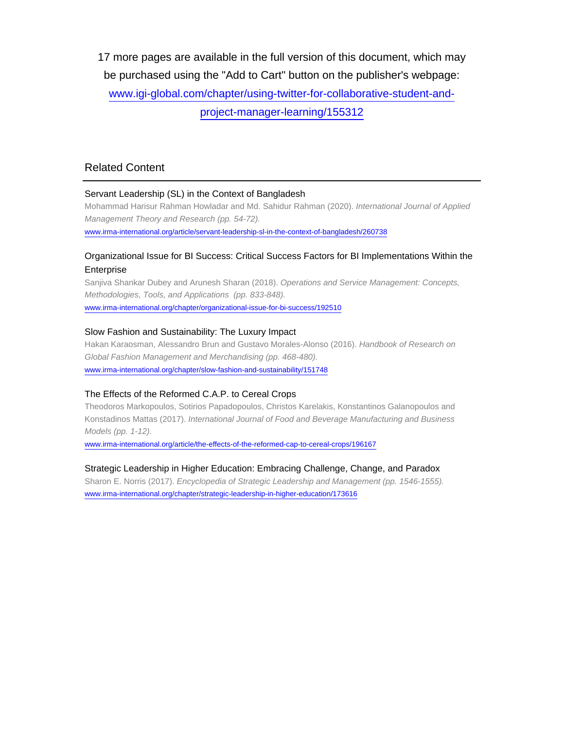17 more pages are available in the full version of this document, which may be purchased using the "Add to Cart" button on the publisher's webpage: [www.igi-global.com/chapter/using-twitter-for-collaborative-student-and-project-manager-learning/155312](www.igi-global.com/chapter/using-twitter-for-collaborative-student-and-project-manager-learning/155312)

## Related Content

**Servant Leadership (SL) in the Context of Bangladesh**
Mohammad Harisur Rahman Howladar and Md. Sahidur Rahman (2020). *International Journal of Applied Management Theory and Research (pp. 54-72).*
[www.irma-international.org/article/servant-leadership-sl-in-the-context-of-bangladesh/260738](www.irma-international.org/article/servant-leadership-sl-in-the-context-of-bangladesh/260738)

**Organizational Issue for BI Success: Critical Success Factors for BI Implementations Within the Enterprise**
Sanjiva Shankar Dubey and Arunesh Sharan (2018). *Operations and Service Management: Concepts, Methodologies, Tools, and Applications (pp. 833-848).*
[www.irma-international.org/chapter/organizational-issue-for-bi-success/192510](www.irma-international.org/chapter/organizational-issue-for-bi-success/192510)

**Slow Fashion and Sustainability: The Luxury Impact**
Hakan Karaosman, Alessandro Brun and Gustavo Morales-Alonso (2016). *Handbook of Research on Global Fashion Management and Merchandising (pp. 468-480).*
[www.irma-international.org/chapter/slow-fashion-and-sustainability/151748](www.irma-international.org/chapter/slow-fashion-and-sustainability/151748)

**The Effects of the Reformed C.A.P. to Cereal Crops**
Theodoros Markopoulos, Sotirios Papadopoulos, Christos Karelakis, Konstantinos Galanopoulos and Konstadinos Mattas (2017). *International Journal of Food and Beverage Manufacturing and Business Models (pp. 1-12).*
[www.irma-international.org/article/the-effects-of-the-reformed-cap-to-cereal-crops/196167](www.irma-international.org/article/the-effects-of-the-reformed-cap-to-cereal-crops/196167)

**Strategic Leadership in Higher Education: Embracing Challenge, Change, and Paradox**
Sharon E. Norris (2017). *Encyclopedia of Strategic Leadership and Management (pp. 1546-1555).*
[www.irma-international.org/chapter/strategic-leadership-in-higher-education/173616](www.irma-international.org/chapter/strategic-leadership-in-higher-education/173616)